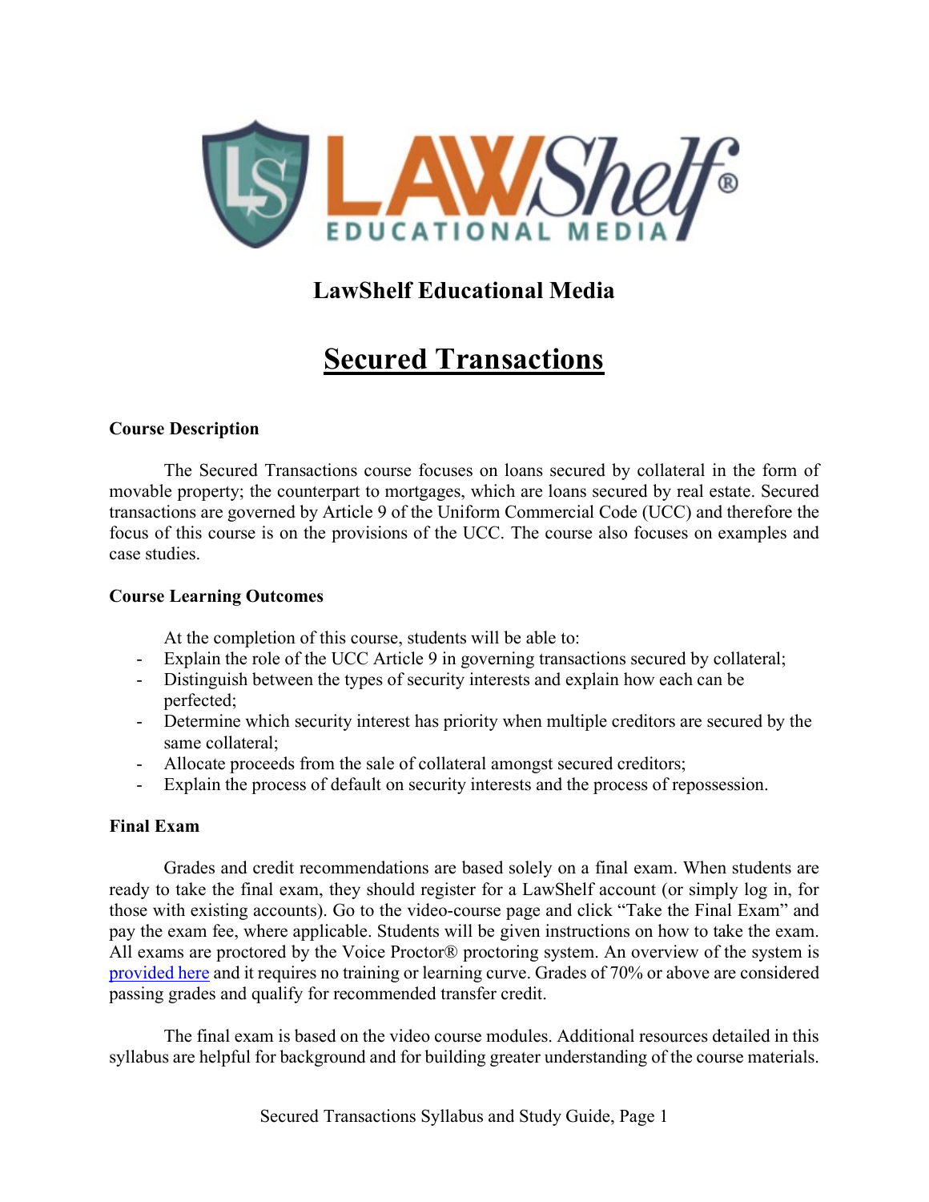# LawShelf Educational Media

## Secured Transactions

### Course Description

The Secured Transactions course focuses on loans secured by collateral in the form of movable property; the counterpart to mortgages, which are loans secured by real estate. Secured transactions are governed by Article 9 of the Uniform Commercial Code (UCC) and therefore the focus of this course is on the provisions of the UCC. The course also focuses on examples and case studies.

### Course Learning Outcomes

At the completion of this course, students will be able to:

- Explain the role of the UCC Article 9 in governing transactions secured by collateral;
- Distinguish between the types of security interests and explain how each can be perfected;
- Determine which security interest has priority when multiple creditors are secured by the same collateral;
- Allocate proceeds from the sale of collateral amongst secured creditors;
- Explain the process of default on security interests and the process of repossession.

### Final Exam

Grades and credit recommendations are based solely on a final exam. When students are ready to take the final exam, they should register for a LawShelf account (or simply log in, for those with existing accounts). Go to the video-course page and click "Take the Final Exam" and pay the exam fee, where applicable. Students will be given instructions on how to take the exam. All exams are proctored by the Voice Proctor® proctoring system. An overview of the system is provided here and it requires no training or learning curve. Grades of 70% or above are considered passing grades and qualify for recommended transfer credit.

The final exam is based on the video course modules. Additional resources detailed in this syllabus are helpful for background and for building greater understanding of the course materials.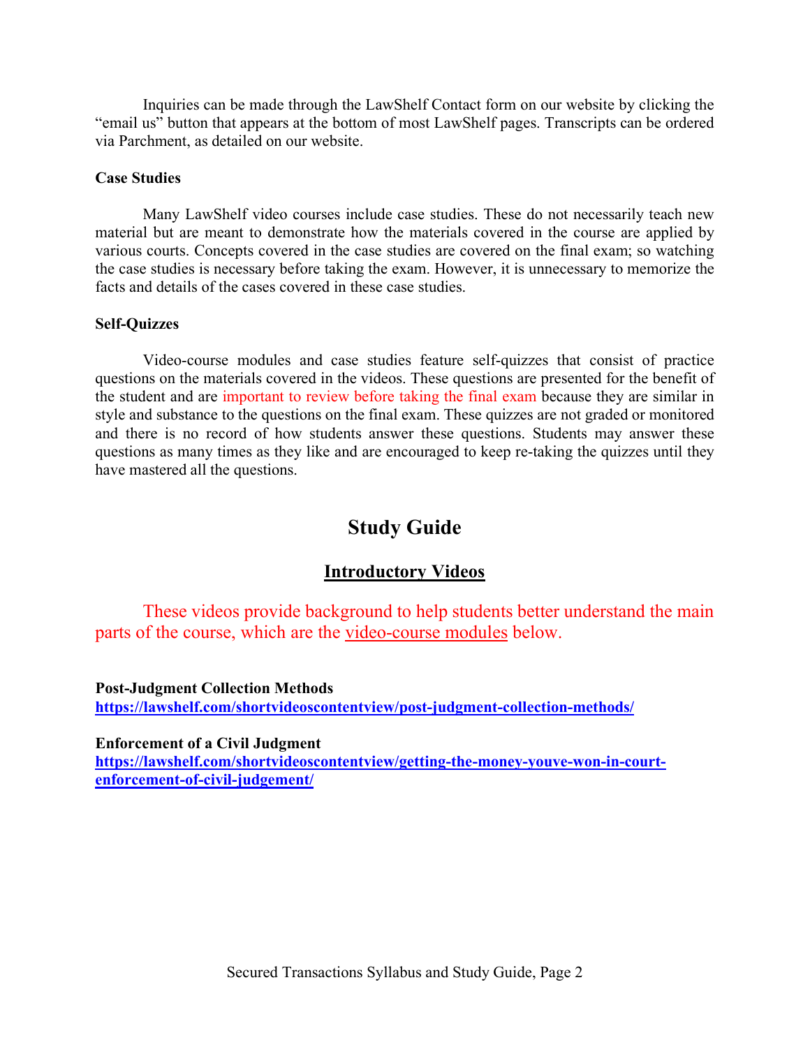Inquiries can be made through the LawShelf Contact form on our website by clicking the "email us" button that appears at the bottom of most LawShelf pages. Transcripts can be ordered via Parchment, as detailed on our website.

**Case Studies**

Many LawShelf video courses include case studies. These do not necessarily teach new material but are meant to demonstrate how the materials covered in the course are applied by various courts. Concepts covered in the case studies are covered on the final exam; so watching the case studies is necessary before taking the exam. However, it is unnecessary to memorize the facts and details of the cases covered in these case studies.

**Self-Quizzes**

Video-course modules and case studies feature self-quizzes that consist of practice questions on the materials covered in the videos. These questions are presented for the benefit of the student and are important to review before taking the final exam because they are similar in style and substance to the questions on the final exam. These quizzes are not graded or monitored and there is no record of how students answer these questions. Students may answer these questions as many times as they like and are encouraged to keep re-taking the quizzes until they have mastered all the questions.

# Study Guide

## Introductory Videos

These videos provide background to help students better understand the main parts of the course, which are the video-course modules below.

**Post-Judgment Collection Methods**
**https://lawshelf.com/shortvideoscontentview/post-judgment-collection-methods/**

**Enforcement of a Civil Judgment**
**https://lawshelf.com/shortvideoscontentview/getting-the-money-youve-won-in-court-enforcement-of-civil-judgement/**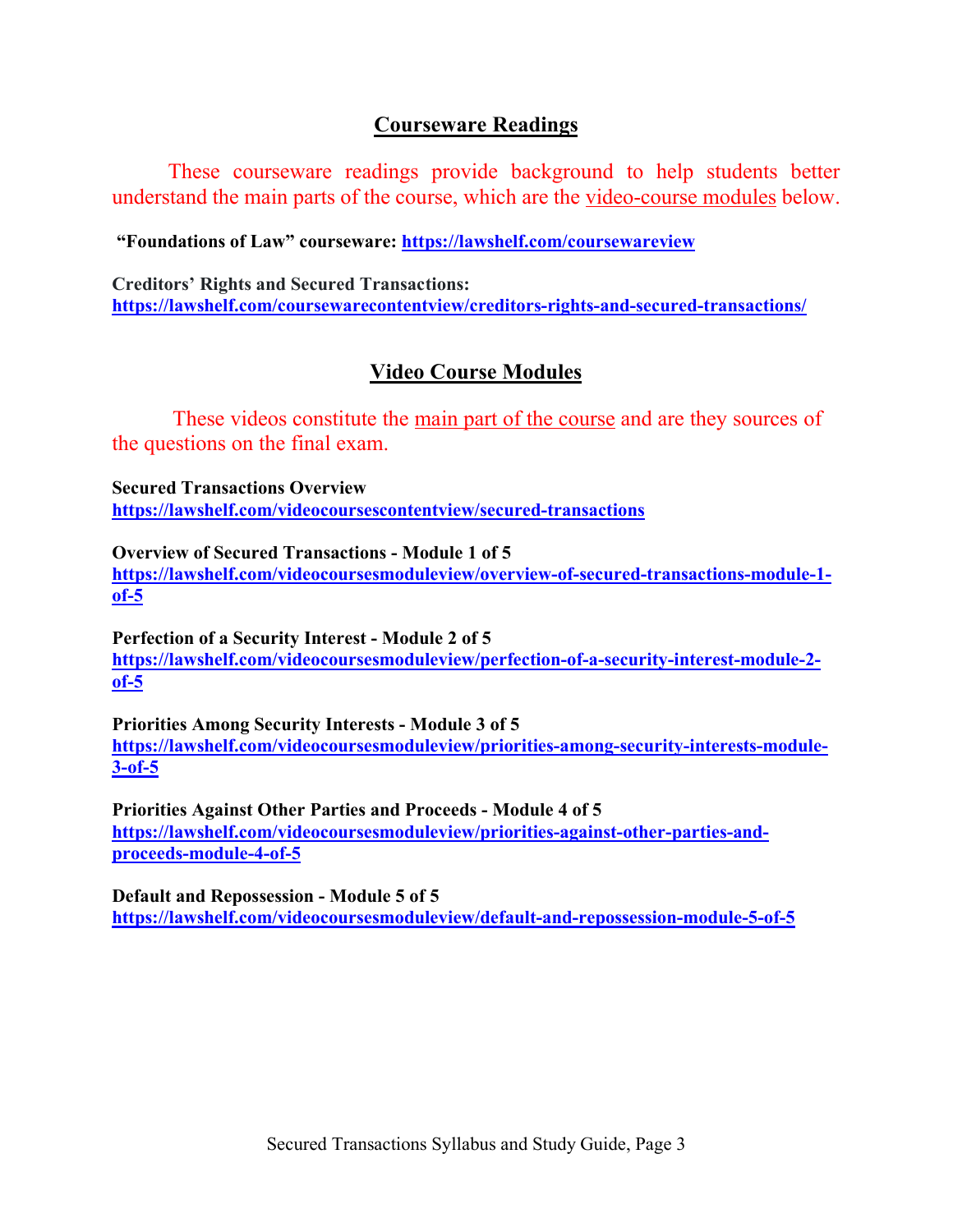## Courseware Readings

These courseware readings provide background to help students better understand the main parts of the course, which are the video-course modules below.

**"Foundations of Law" courseware: https://lawshelf.com/coursewareview**

**Creditors' Rights and Secured Transactions:**
**https://lawshelf.com/coursewarecontentview/creditors-rights-and-secured-transactions/**

## Video Course Modules

These videos constitute the main part of the course and are they sources of the questions on the final exam.

**Secured Transactions Overview**
**https://lawshelf.com/videocoursescontentview/secured-transactions**

**Overview of Secured Transactions - Module 1 of 5**
**https://lawshelf.com/videocoursesmoduleview/overview-of-secured-transactions-module-1-of-5**

**Perfection of a Security Interest - Module 2 of 5**
**https://lawshelf.com/videocoursesmoduleview/perfection-of-a-security-interest-module-2-of-5**

**Priorities Among Security Interests - Module 3 of 5**
**https://lawshelf.com/videocoursesmoduleview/priorities-among-security-interests-module-3-of-5**

**Priorities Against Other Parties and Proceeds - Module 4 of 5**
**https://lawshelf.com/videocoursesmoduleview/priorities-against-other-parties-and-proceeds-module-4-of-5**

**Default and Repossession - Module 5 of 5**
**https://lawshelf.com/videocoursesmoduleview/default-and-repossession-module-5-of-5**